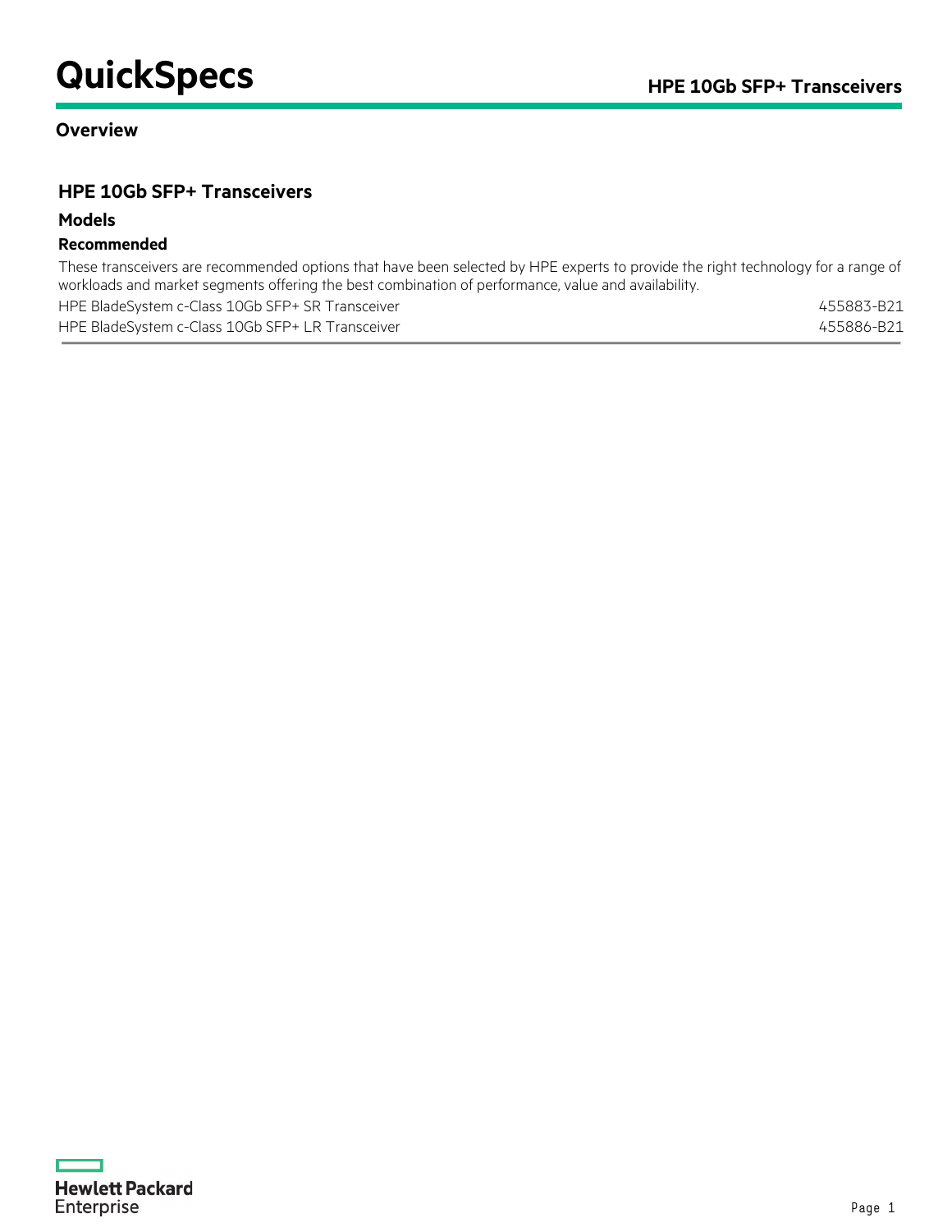# QuickSpecs

## Overview

### HPE 10Gb SFP+ Transceivers

#### Models

**Recommended**

These transceivers are recommended options that have been selected by HPE experts to provide the right technology for a range of workloads and market segments offering the best combination of performance, value and availability.

| | |
|---|---|
| HPE BladeSystem c-Class 10Gb SFP+ SR Transceiver | 455883-B21 |
| HPE BladeSystem c-Class 10Gb SFP+ LR Transceiver | 455886-B21 |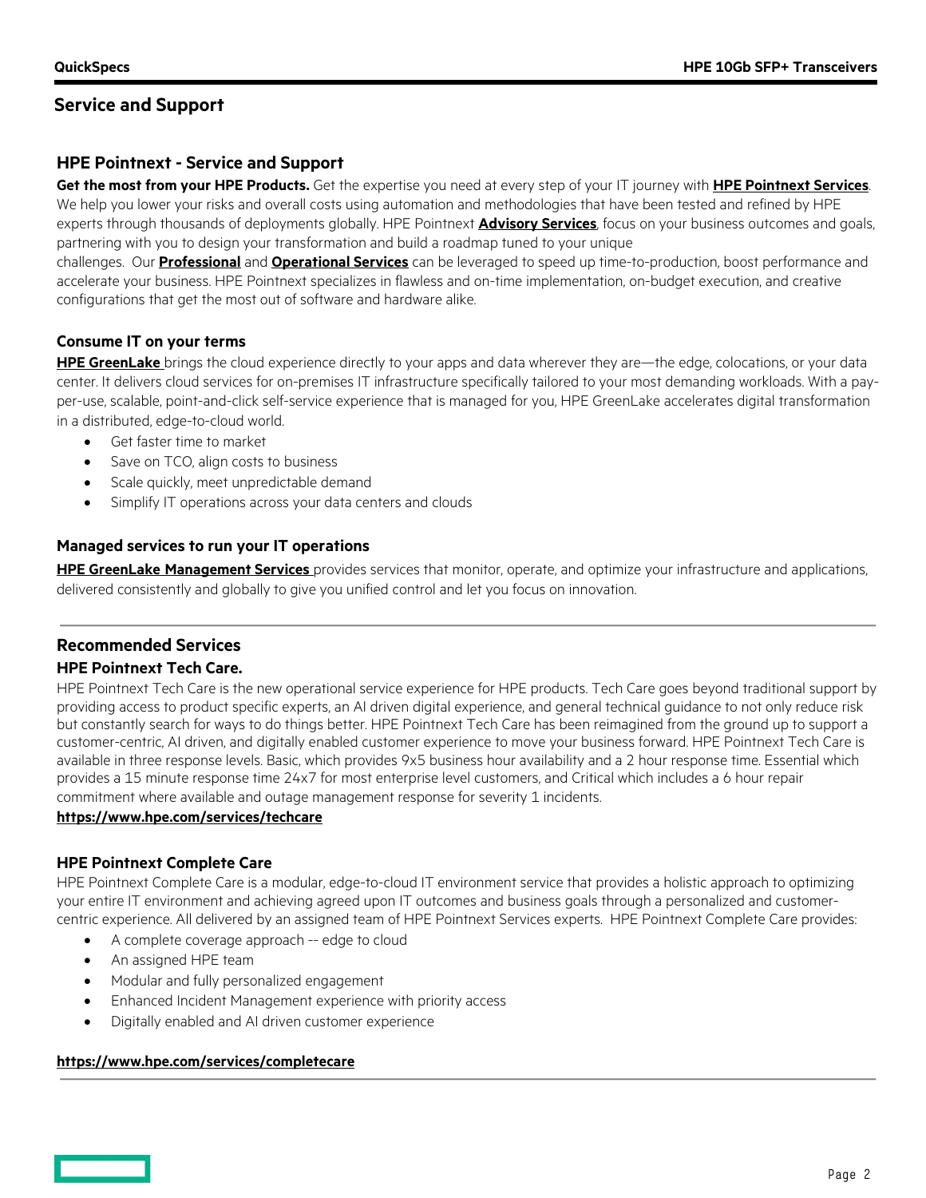## Service and Support

### HPE Pointnext - Service and Support

**Get the most from your HPE Products.** Get the expertise you need at every step of your IT journey with **HPE Pointnext Services**. We help you lower your risks and overall costs using automation and methodologies that have been tested and refined by HPE experts through thousands of deployments globally. HPE Pointnext **Advisory Services**, focus on your business outcomes and goals, partnering with you to design your transformation and build a roadmap tuned to your unique challenges. Our **Professional** and **Operational Services** can be leveraged to speed up time-to-production, boost performance and accelerate your business. HPE Pointnext specializes in flawless and on-time implementation, on-budget execution, and creative configurations that get the most out of software and hardware alike.

### Consume IT on your terms

**HPE GreenLake** brings the cloud experience directly to your apps and data wherever they are—the edge, colocations, or your data center. It delivers cloud services for on-premises IT infrastructure specifically tailored to your most demanding workloads. With a pay-per-use, scalable, point-and-click self-service experience that is managed for you, HPE GreenLake accelerates digital transformation in a distributed, edge-to-cloud world.

- Get faster time to market
- Save on TCO, align costs to business
- Scale quickly, meet unpredictable demand
- Simplify IT operations across your data centers and clouds

### Managed services to run your IT operations

**HPE GreenLake Management Services** provides services that monitor, operate, and optimize your infrastructure and applications, delivered consistently and globally to give you unified control and let you focus on innovation.

### Recommended Services

### HPE Pointnext Tech Care.

HPE Pointnext Tech Care is the new operational service experience for HPE products. Tech Care goes beyond traditional support by providing access to product specific experts, an AI driven digital experience, and general technical guidance to not only reduce risk but constantly search for ways to do things better. HPE Pointnext Tech Care has been reimagined from the ground up to support a customer-centric, AI driven, and digitally enabled customer experience to move your business forward. HPE Pointnext Tech Care is available in three response levels. Basic, which provides 9x5 business hour availability and a 2 hour response time. Essential which provides a 15 minute response time 24x7 for most enterprise level customers, and Critical which includes a 6 hour repair commitment where available and outage management response for severity 1 incidents.

**https://www.hpe.com/services/techcare**

### HPE Pointnext Complete Care

HPE Pointnext Complete Care is a modular, edge-to-cloud IT environment service that provides a holistic approach to optimizing your entire IT environment and achieving agreed upon IT outcomes and business goals through a personalized and customer-centric experience. All delivered by an assigned team of HPE Pointnext Services experts. HPE Pointnext Complete Care provides:

- A complete coverage approach -- edge to cloud
- An assigned HPE team
- Modular and fully personalized engagement
- Enhanced Incident Management experience with priority access
- Digitally enabled and AI driven customer experience

**https://www.hpe.com/services/completecare**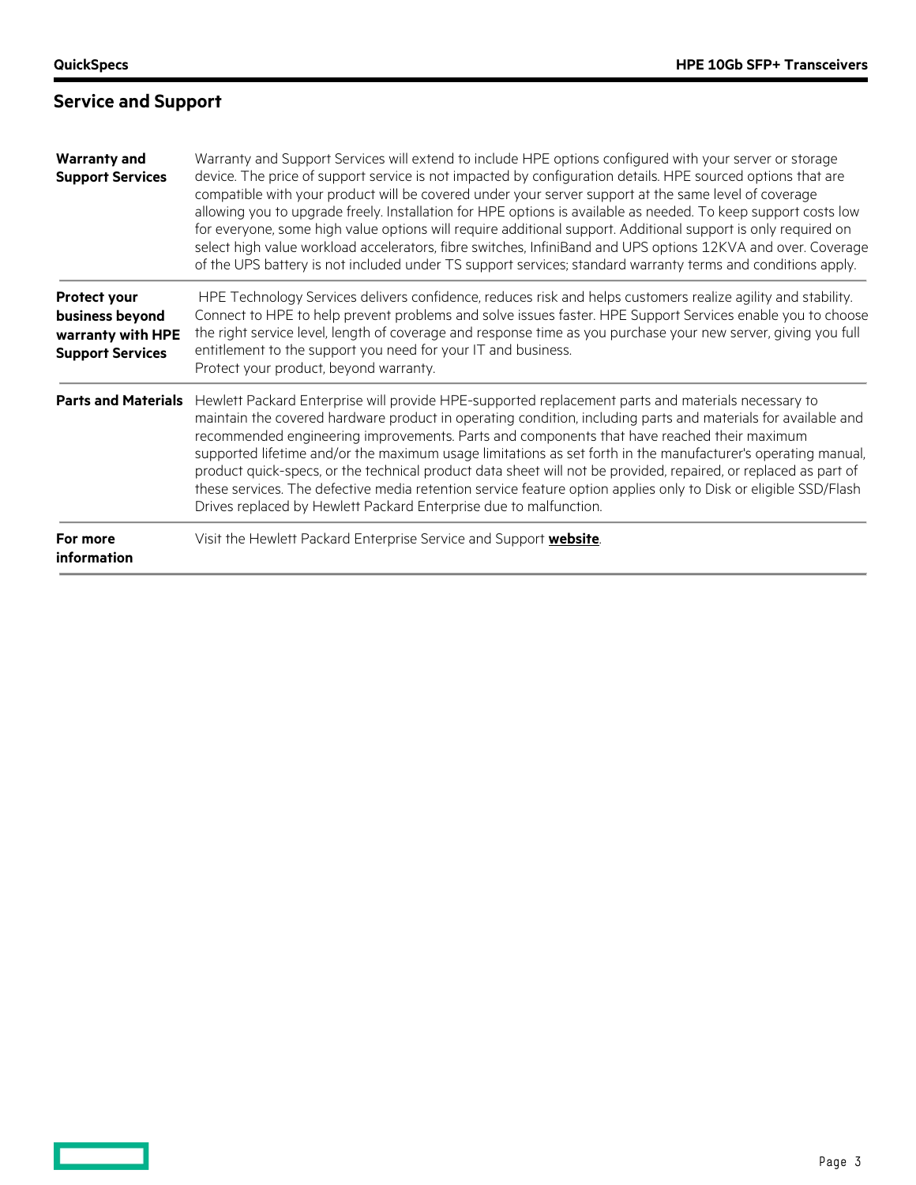## Service and Support

| | |
|---|---|
| **Warranty and Support Services** | Warranty and Support Services will extend to include HPE options configured with your server or storage device. The price of support service is not impacted by configuration details. HPE sourced options that are compatible with your product will be covered under your server support at the same level of coverage allowing you to upgrade freely. Installation for HPE options is available as needed. To keep support costs low for everyone, some high value options will require additional support. Additional support is only required on select high value workload accelerators, fibre switches, InfiniBand and UPS options 12KVA and over. Coverage of the UPS battery is not included under TS support services; standard warranty terms and conditions apply. |
| **Protect your business beyond warranty with HPE Support Services** | HPE Technology Services delivers confidence, reduces risk and helps customers realize agility and stability. Connect to HPE to help prevent problems and solve issues faster. HPE Support Services enable you to choose the right service level, length of coverage and response time as you purchase your new server, giving you full entitlement to the support you need for your IT and business.<br>Protect your product, beyond warranty. |
| **Parts and Materials** | Hewlett Packard Enterprise will provide HPE-supported replacement parts and materials necessary to maintain the covered hardware product in operating condition, including parts and materials for available and recommended engineering improvements. Parts and components that have reached their maximum supported lifetime and/or the maximum usage limitations as set forth in the manufacturer's operating manual, product quick-specs, or the technical product data sheet will not be provided, repaired, or replaced as part of these services. The defective media retention service feature option applies only to Disk or eligible SSD/Flash Drives replaced by Hewlett Packard Enterprise due to malfunction. |
| **For more information** | Visit the Hewlett Packard Enterprise Service and Support **website**. |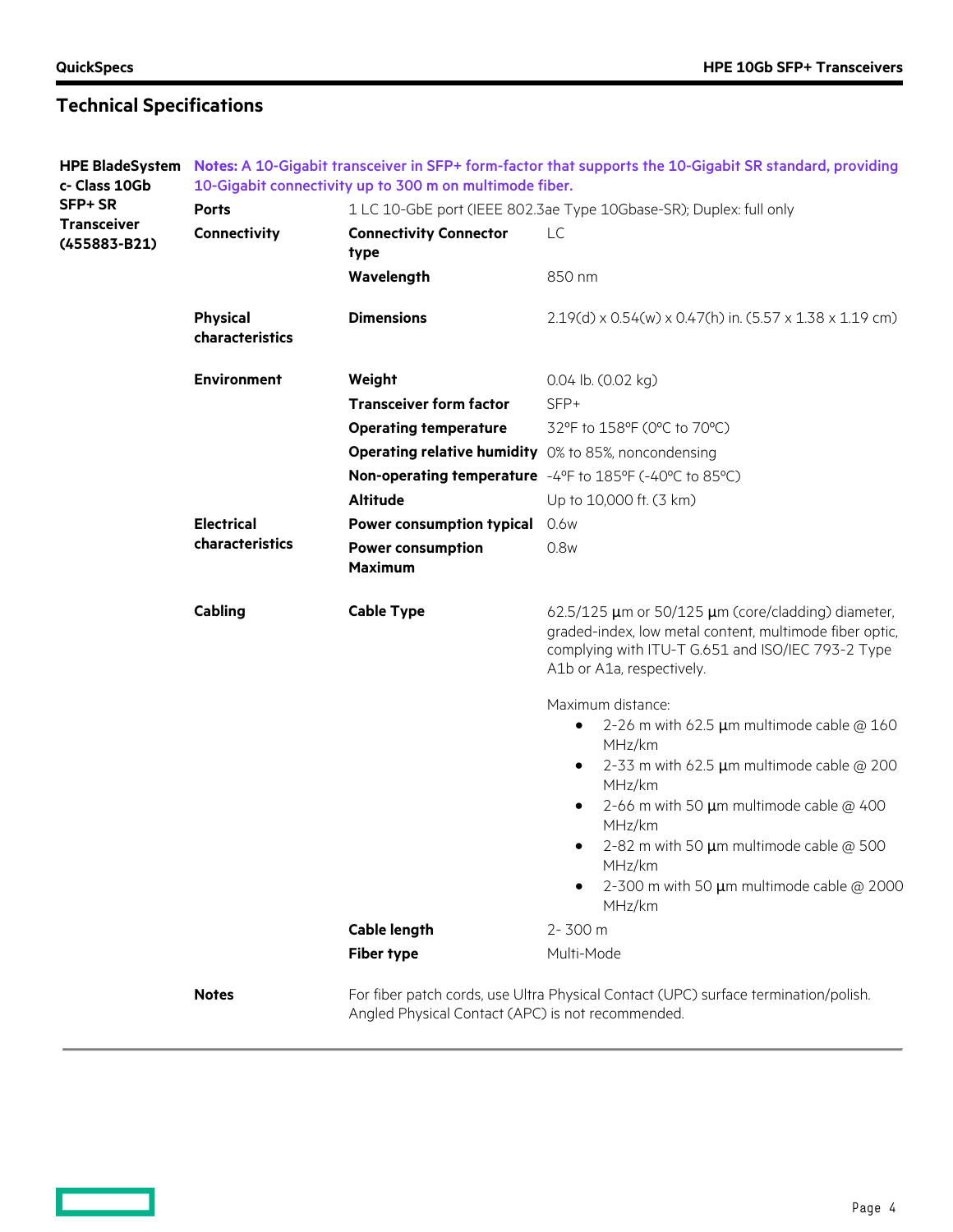## Technical Specifications

| | | | |
|---|---|---|---|
| **HPE BladeSystem c- Class 10Gb SFP+ SR Transceiver (455883-B21)** | **Notes:** A 10-Gigabit transceiver in SFP+ form-factor that supports the 10-Gigabit SR standard, providing 10-Gigabit connectivity up to 300 m on multimode fiber. | | |
| | **Ports** | 1 LC 10-GbE port (IEEE 802.3ae Type 10Gbase-SR); Duplex: full only | |
| | **Connectivity** | **Connectivity Connector type** | LC |
| | | **Wavelength** | 850 nm |
| | **Physical characteristics** | **Dimensions** | 2.19(d) x 0.54(w) x 0.47(h) in. (5.57 x 1.38 x 1.19 cm) |
| | **Environment** | **Weight** | 0.04 lb. (0.02 kg) |
| | | **Transceiver form factor** | SFP+ |
| | | **Operating temperature** | 32°F to 158°F (0°C to 70°C) |
| | | **Operating relative humidity** | 0% to 85%, noncondensing |
| | | **Non-operating temperature** | -4°F to 185°F (-40°C to 85°C) |
| | | **Altitude** | Up to 10,000 ft. (3 km) |
| | **Electrical characteristics** | **Power consumption typical** | 0.6w |
| | | **Power consumption Maximum** | 0.8w |
| | **Cabling** | **Cable Type** | 62.5/125 µm or 50/125 µm (core/cladding) diameter, graded-index, low metal content, multimode fiber optic, complying with ITU-T G.651 and ISO/IEC 793-2 Type A1b or A1a, respectively.<br><br>Maximum distance:<br>• 2-26 m with 62.5 µm multimode cable @ 160 MHz/km<br>• 2-33 m with 62.5 µm multimode cable @ 200 MHz/km<br>• 2-66 m with 50 µm multimode cable @ 400 MHz/km<br>• 2-82 m with 50 µm multimode cable @ 500 MHz/km<br>• 2-300 m with 50 µm multimode cable @ 2000 MHz/km |
| | | **Cable length** | 2- 300 m |
| | | **Fiber type** | Multi-Mode |
| | **Notes** | For fiber patch cords, use Ultra Physical Contact (UPC) surface termination/polish. Angled Physical Contact (APC) is not recommended. | |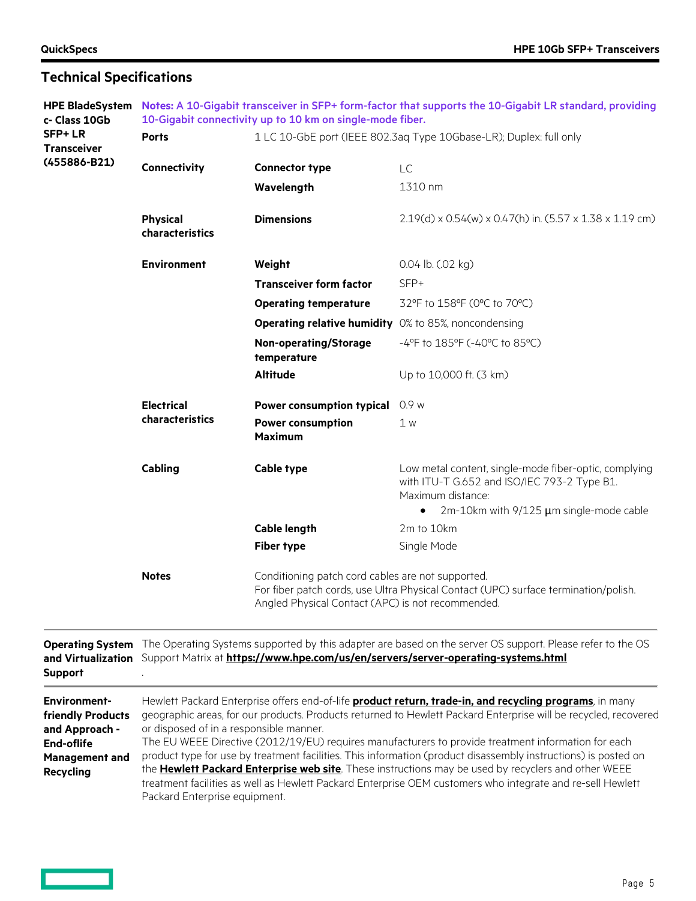## Technical Specifications

| HPE BladeSystem c- Class 10Gb SFP+ LR Transceiver (455886-B21) | | | |
|---|---|---|---|
| | **Notes: A 10-Gigabit transceiver in SFP+ form-factor that supports the 10-Gigabit LR standard, providing 10-Gigabit connectivity up to 10 km on single-mode fiber.** | | |
| | **Ports** | 1 LC 10-GbE port (IEEE 802.3aq Type 10Gbase-LR); Duplex: full only | |
| | **Connectivity** | **Connector type** | LC |
| | | **Wavelength** | 1310 nm |
| | **Physical characteristics** | **Dimensions** | 2.19(d) x 0.54(w) x 0.47(h) in. (5.57 x 1.38 x 1.19 cm) |
| | **Environment** | **Weight** | 0.04 lb. (.02 kg) |
| | | **Transceiver form factor** | SFP+ |
| | | **Operating temperature** | 32ºF to 158ºF (0ºC to 70ºC) |
| | | **Operating relative humidity** | 0% to 85%, noncondensing |
| | | **Non-operating/Storage temperature** | -4ºF to 185ºF (-40ºC to 85ºC) |
| | | **Altitude** | Up to 10,000 ft. (3 km) |
| | **Electrical characteristics** | **Power consumption typical** | 0.9 w |
| | | **Power consumption Maximum** | 1 w |
| | **Cabling** | **Cable type** | Low metal content, single-mode fiber-optic, complying with ITU-T G.652 and ISO/IEC 793-2 Type B1. Maximum distance: • 2m-10km with 9/125 µm single-mode cable |
| | | **Cable length** | 2m to 10km |
| | | **Fiber type** | Single Mode |
| | **Notes** | Conditioning patch cord cables are not supported. For fiber patch cords, use Ultra Physical Contact (UPC) surface termination/polish. Angled Physical Contact (APC) is not recommended. | |

**Operating System and Virtualization Support**

The Operating Systems supported by this adapter are based on the server OS support. Please refer to the OS Support Matrix at **https://www.hpe.com/us/en/servers/server-operating-systems.html**
.

**Environment-friendly Products and Approach - End-oflife Management and Recycling**

Hewlett Packard Enterprise offers end-of-life **product return, trade-in, and recycling programs**, in many geographic areas, for our products. Products returned to Hewlett Packard Enterprise will be recycled, recovered or disposed of in a responsible manner.
The EU WEEE Directive (2012/19/EU) requires manufacturers to provide treatment information for each product type for use by treatment facilities. This information (product disassembly instructions) is posted on the **Hewlett Packard Enterprise web site**. These instructions may be used by recyclers and other WEEE treatment facilities as well as Hewlett Packard Enterprise OEM customers who integrate and re-sell Hewlett Packard Enterprise equipment.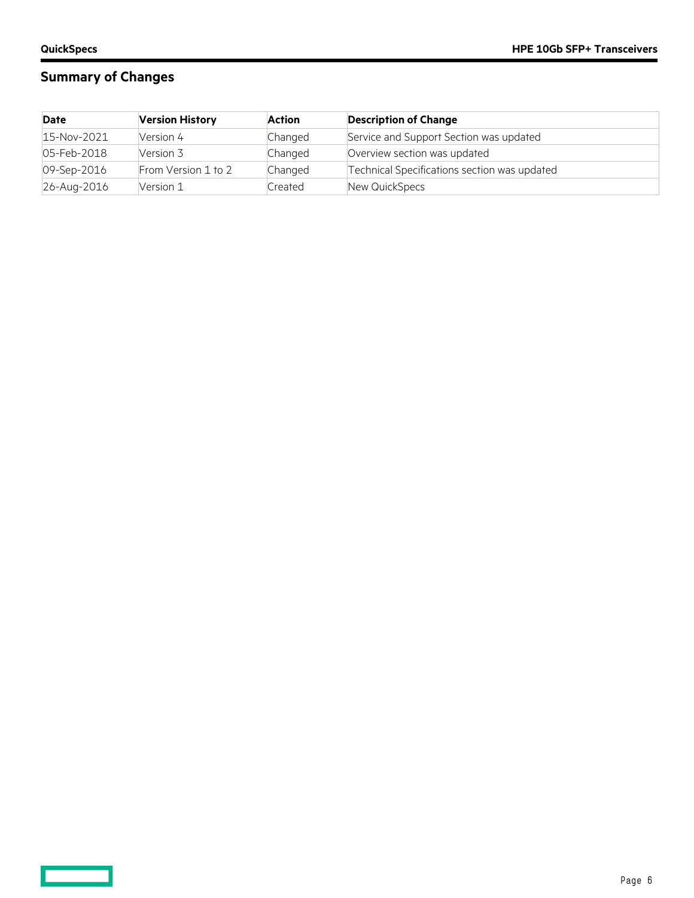## Summary of Changes

| Date | Version History | Action | Description of Change |
|---|---|---|---|
| 15-Nov-2021 | Version 4 | Changed | Service and Support Section was updated |
| 05-Feb-2018 | Version 3 | Changed | Overview section was updated |
| 09-Sep-2016 | From Version 1 to 2 | Changed | Technical Specifications section was updated |
| 26-Aug-2016 | Version 1 | Created | New QuickSpecs |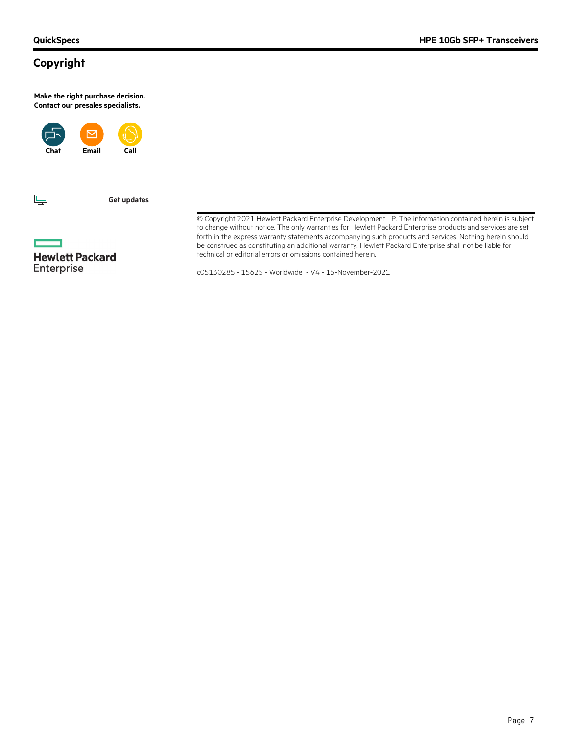## Copyright

**Make the right purchase decision.**
**Contact our presales specialists.**

Chat Email Call

Get updates

Hewlett Packard Enterprise

© Copyright 2021 Hewlett Packard Enterprise Development LP. The information contained herein is subject to change without notice. The only warranties for Hewlett Packard Enterprise products and services are set forth in the express warranty statements accompanying such products and services. Nothing herein should be construed as constituting an additional warranty. Hewlett Packard Enterprise shall not be liable for technical or editorial errors or omissions contained herein.

c05130285 - 15625 - Worldwide - V4 - 15-November-2021